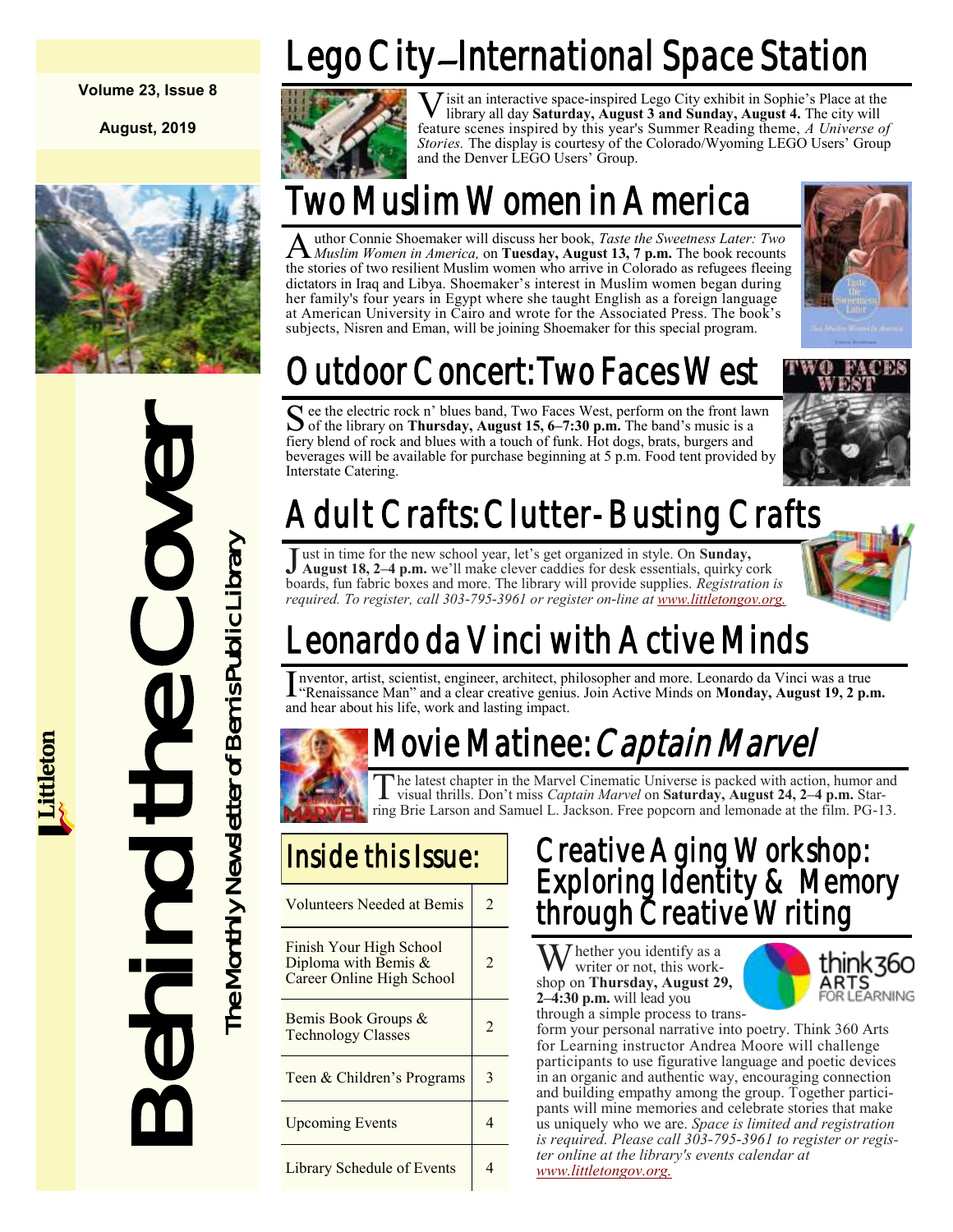Volume 23, Issue 8

August, 2019

Littleton

# Behind the Cover

The Monthly Newsletter of Bemis Public Library

## Lego City—International Space Station

Visit an interactive space-inspired Lego City exhibit in Sophie's Place at the library all day **Saturday, August 3 and Sunday, August 4.** The city will feature scenes inspired by this year's Summer Reading theme, *A Universe of Stories.* The display is courtesy of the Colorado/Wyoming LEGO Users' Group and the Denver LEGO Users' Group.

## Two Muslim Women in America

Author Connie Shoemaker will discuss her book, *Taste the Sweetness Later: Two Muslim Women in America,* on **Tuesday, August 13, 7 p.m.** The book recounts the stories of two resilient Muslim women who arrive in Colorado as refugees fleeing dictators in Iraq and Libya. Shoemaker's interest in Muslim women began during her family's four years in Egypt where she taught English as a foreign language at American University in Cairo and wrote for the Associated Press. The book's subjects, Nisren and Eman, will be joining Shoemaker for this special program.

## Outdoor Concert: Two Faces West

See the electric rock n' blues band, Two Faces West, perform on the front lawn of the library on **Thursday, August 15, 6–7:30 p.m.** The band's music is a fiery blend of rock and blues with a touch of funk. Hot dogs, brats, burgers and beverages will be available for purchase beginning at 5 p.m. Food tent provided by Interstate Catering.

## Adult Crafts: Clutter-Busting Crafts

Just in time for the new school year, let's get organized in style. On **Sunday, August 18, 2–4 p.m.** we'll make clever caddies for desk essentials, quirky cork boards, fun fabric boxes and more. The library will provide supplies. *Registration is required. To register, call 303-795-3961 or register on-line at www.littletongov.org.*

## Leonardo da Vinci with Active Minds

Inventor, artist, scientist, engineer, architect, philosopher and more. Leonardo da Vinci was a true "Renaissance Man" and a clear creative genius. Join Active Minds on **Monday, August 19, 2 p.m.** and hear about his life, work and lasting impact.

## Movie Matinee: *Captain Marvel*

The latest chapter in the Marvel Cinematic Universe is packed with action, humor and visual thrills. Don't miss *Captain Marvel* on **Saturday, August 24, 2–4 p.m.** Starring Brie Larson and Samuel L. Jackson. Free popcorn and lemonade at the film. PG-13.

## Inside this Issue:

| | |
|---|---|
| Volunteers Needed at Bemis | 2 |
| Finish Your High School Diploma with Bemis & Career Online High School | 2 |
| Bemis Book Groups & Technology Classes | 2 |
| Teen & Children's Programs | 3 |
| Upcoming Events | 4 |
| Library Schedule of Events | 4 |

## Creative Aging Workshop: Exploring Identity & Memory through Creative Writing

Whether you identify as a writer or not, this workshop on **Thursday, August 29, 2–4:30 p.m.** will lead you through a simple process to transform your personal narrative into poetry. Think 360 Arts for Learning instructor Andrea Moore will challenge participants to use figurative language and poetic devices in an organic and authentic way, encouraging connection and building empathy among the group. Together participants will mine memories and celebrate stories that make us uniquely who we are. *Space is limited and registration is required. Please call 303-795-3961 to register or register online at the library's events calendar at www.littletongov.org.*

think360 ARTS FOR LEARNING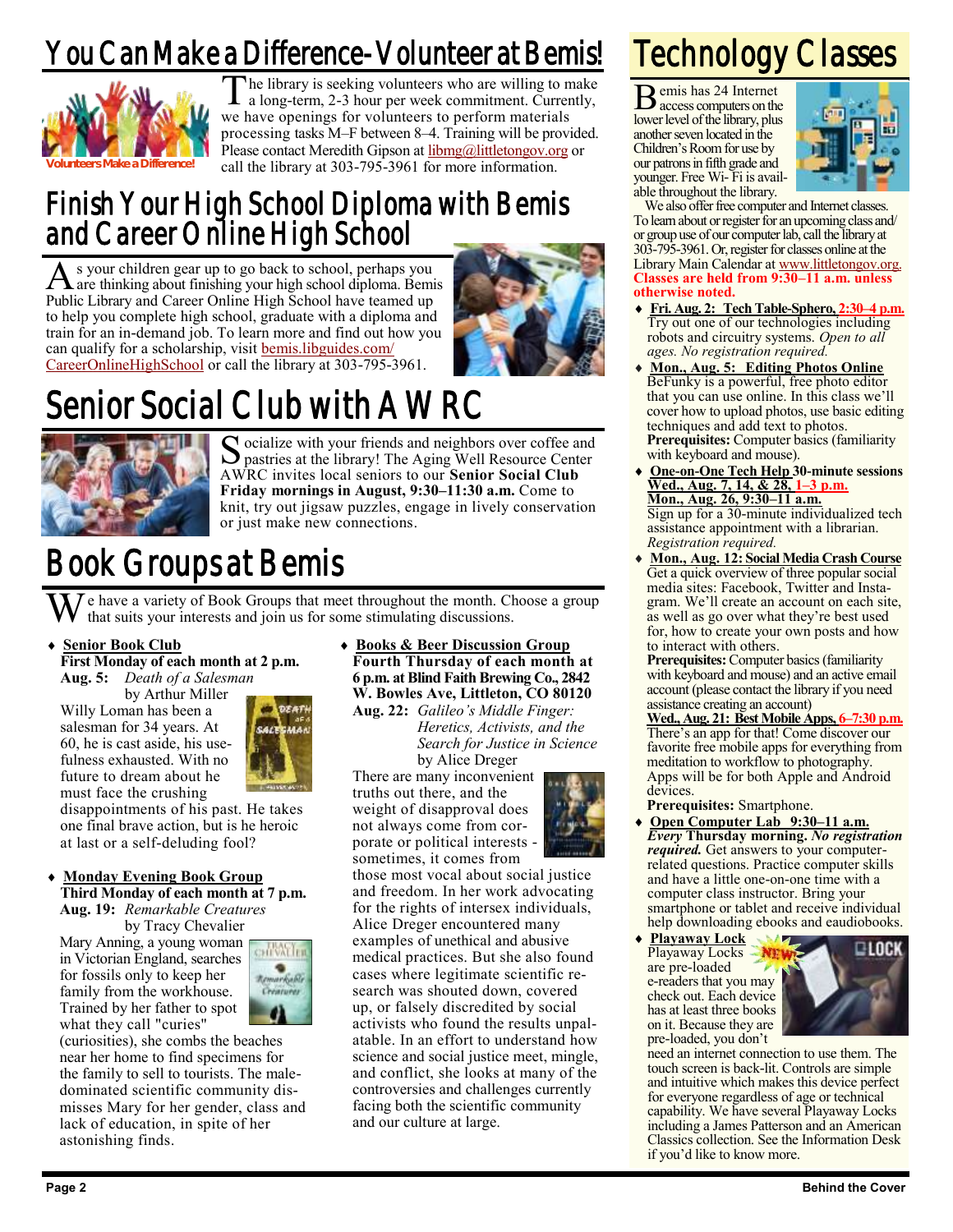# You Can Make a Difference-Volunteer at Bemis!

Volunteers Make a Difference!

The library is seeking volunteers who are willing to make a long-term, 2-3 hour per week commitment. Currently, we have openings for volunteers to perform materials processing tasks M–F between 8–4. Training will be provided. Please contact Meredith Gipson at libmg@littletongov.org or call the library at 303-795-3961 for more information.

# Finish Your High School Diploma with Bemis and Career Online High School

As your children gear up to go back to school, perhaps you are thinking about finishing your high school diploma. Bemis Public Library and Career Online High School have teamed up to help you complete high school, graduate with a diploma and train for an in-demand job. To learn more and find out how you can qualify for a scholarship, visit bemis.libguides.com/CareerOnlineHighSchool or call the library at 303-795-3961.

# Senior Social Club with AWRC

Socialize with your friends and neighbors over coffee and pastries at the library! The Aging Well Resource Center AWRC invites local seniors to our **Senior Social Club Friday mornings in August, 9:30–11:30 a.m.** Come to knit, try out jigsaw puzzles, engage in lively conservation or just make new connections.

# Book Groups at Bemis

We have a variety of Book Groups that meet throughout the month. Choose a group that suits your interests and join us for some stimulating discussions.

- **Senior Book Club**
  **First Monday of each month at 2 p.m.**
  **Aug. 5:** *Death of a Salesman* by Arthur Miller
  Willy Loman has been a salesman for 34 years. At 60, he is cast aside, his usefulness exhausted. With no future to dream about he must face the crushing disappointments of his past. He takes one final brave action, but is he heroic at last or a self-deluding fool?

- **Monday Evening Book Group**
  **Third Monday of each month at 7 p.m.**
  **Aug. 19:** *Remarkable Creatures* by Tracy Chevalier
  Mary Anning, a young woman in Victorian England, searches for fossils only to keep her family from the workhouse. Trained by her father to spot what they call "curies" (curiosities), she combs the beaches near her home to find specimens for the family to sell to tourists. The male-dominated scientific community dismisses Mary for her gender, class and lack of education, in spite of her astonishing finds.

- **Books & Beer Discussion Group**
  **Fourth Thursday of each month at 6 p.m. at Blind Faith Brewing Co., 2842 W. Bowles Ave, Littleton, CO 80120**
  **Aug. 22:** *Galileo's Middle Finger: Heretics, Activists, and the Search for Justice in Science* by Alice Dreger
  There are many inconvenient truths out there, and the weight of disapproval does not always come from corporate or political interests - sometimes, it comes from those most vocal about social justice and freedom. In her work advocating for the rights of intersex individuals, Alice Dreger encountered many examples of unethical and abusive medical practices. But she also found cases where legitimate scientific research was shouted down, covered up, or falsely discredited by social activists who found the results unpalatable. In an effort to understand how science and social justice meet, mingle, and conflict, she looks at many of the controversies and challenges currently facing both the scientific community and our culture at large.

# Technology Classes

Bemis has 24 Internet access computers on the lower level of the library, plus another seven located in the Children's Room for use by our patrons in fifth grade and younger. Free Wi-Fi is available throughout the library.

We also offer free computer and Internet classes. To learn about or register for an upcoming class and/or group use of our computer lab, call the library at 303-795-3961. Or, register for classes online at the Library Main Calendar at www.littletongov.org. **Classes are held from 9:30–11 a.m. unless otherwise noted.**

- **Fri. Aug. 2: Tech Table-Sphero, 2:30–4 p.m.**
  Try out one of our technologies including robots and circuitry systems. *Open to all ages. No registration required.*
- **Mon., Aug. 5: Editing Photos Online**
  BeFunky is a powerful, free photo editor that you can use online. In this class we'll cover how to upload photos, use basic editing techniques and add text to photos.
  **Prerequisites:** Computer basics (familiarity with keyboard and mouse).
- **One-on-One Tech Help 30-minute sessions**
  **Wed., Aug. 7, 14, & 28, 1–3 p.m.**
  **Mon., Aug. 26, 9:30–11 a.m.**
  Sign up for a 30-minute individualized tech assistance appointment with a librarian. *Registration required.*
- **Mon., Aug. 12: Social Media Crash Course**
  Get a quick overview of three popular social media sites: Facebook, Twitter and Instagram. We'll create an account on each site, as well as go over what they're best used for, how to create your own posts and how to interact with others.
  **Prerequisites:** Computer basics (familiarity with keyboard and mouse) and an active email account (please contact the library if you need assistance creating an account)
  **Wed., Aug. 21: Best Mobile Apps, 6–7:30 p.m.**
  There's an app for that! Come discover our favorite free mobile apps for everything from meditation to workflow to photography. Apps will be for both Apple and Android devices.
  **Prerequisites:** Smartphone.
- **Open Computer Lab 9:30–11 a.m.**
  ***Every*** **Thursday morning.** ***No registration required.*** Get answers to your computer-related questions. Practice computer skills and have a little one-on-one time with a computer class instructor. Bring your smartphone or tablet and receive individual help downloading ebooks and eaudiobooks.
- **Playaway Lock** NEW!
  Playaway Locks are pre-loaded e-readers that you may check out. Each device has at least three books on it. Because they are pre-loaded, you don't need an internet connection to use them. The touch screen is back-lit. Controls are simple and intuitive which makes this device perfect for everyone regardless of age or technical capability. We have several Playaway Locks including a James Patterson and an American Classics collection. See the Information Desk if you'd like to know more.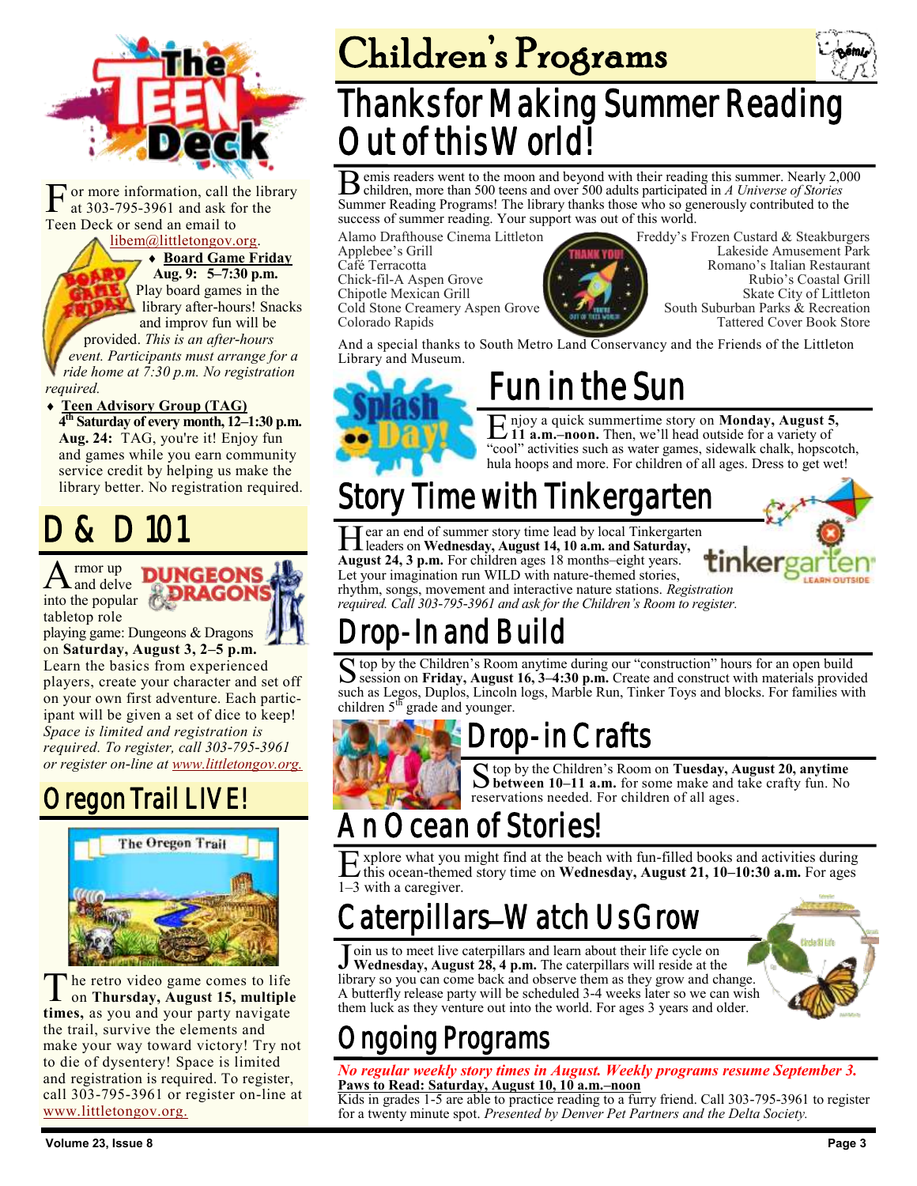# The Teen Deck

For more information, call the library at 303-795-3961 and ask for the Teen Deck or send an email to libem@littletongov.org.

- **Board Game Friday**
  **Aug. 9: 5–7:30 p.m.** Play board games in the library after-hours! Snacks and improv fun will be provided. *This is an after-hours event. Participants must arrange for a ride home at 7:30 p.m. No registration required.*
- **Teen Advisory Group (TAG)**
  **4th Saturday of every month, 12–1:30 p.m.**
  **Aug. 24:** TAG, you're it! Enjoy fun and games while you earn community service credit by helping us make the library better. No registration required.

## D & D 101

Armor up and delve into the popular tabletop role playing game: Dungeons & Dragons on **Saturday, August 3, 2–5 p.m.** Learn the basics from experienced players, create your character and set off on your own first adventure. Each participant will be given a set of dice to keep! *Space is limited and registration is required. To register, call 303-795-3961 or register on-line at www.littletongov.org.*

## Oregon Trail LIVE!

The retro video game comes to life on **Thursday, August 15, multiple times,** as you and your party navigate the trail, survive the elements and make your way toward victory! Try not to die of dysentery! Space is limited and registration is required. To register, call 303-795-3961 or register on-line at www.littletongov.org.

# Children's Programs

## Thanks for Making Summer Reading Out of this World!

Bemis readers went to the moon and beyond with their reading this summer. Nearly 2,000 children, more than 500 teens and over 500 adults participated in *A Universe of Stories* Summer Reading Programs! The library thanks those who so generously contributed to the success of summer reading. Your support was out of this world.

Alamo Drafthouse Cinema Littleton
Applebee's Grill
Café Terracotta
Chick-fil-A Aspen Grove
Chipotle Mexican Grill
Cold Stone Creamery Aspen Grove
Colorado Rapids
Freddy's Frozen Custard & Steakburgers
Lakeside Amusement Park
Romano's Italian Restaurant
Rubio's Coastal Grill
Skate City of Littleton
South Suburban Parks & Recreation
Tattered Cover Book Store

And a special thanks to South Metro Land Conservancy and the Friends of the Littleton Library and Museum.

## Fun in the Sun

Enjoy a quick summertime story on **Monday, August 5, 11 a.m.–noon.** Then, we'll head outside for a variety of "cool" activities such as water games, sidewalk chalk, hopscotch, hula hoops and more. For children of all ages. Dress to get wet!

## Story Time with Tinkergarten

Hear an end of summer story time lead by local Tinkergarten leaders on **Wednesday, August 14, 10 a.m. and Saturday, August 24, 3 p.m.** For children ages 18 months–eight years. Let your imagination run WILD with nature-themed stories, rhythm, songs, movement and interactive nature stations. *Registration required. Call 303-795-3961 and ask for the Children's Room to register.*

## Drop-In and Build

Stop by the Children's Room anytime during our "construction" hours for an open build session on **Friday, August 16, 3–4:30 p.m.** Create and construct with materials provided such as Legos, Duplos, Lincoln logs, Marble Run, Tinker Toys and blocks. For families with children 5th grade and younger.

## Drop-in Crafts

Stop by the Children's Room on **Tuesday, August 20, anytime between 10–11 a.m.** for some make and take crafty fun. No reservations needed. For children of all ages.

## An Ocean of Stories!

Explore what you might find at the beach with fun-filled books and activities during this ocean-themed story time on **Wednesday, August 21, 10–10:30 a.m.** For ages 1–3 with a caregiver.

## Caterpillars—Watch Us Grow

Join us to meet live caterpillars and learn about their life cycle on **Wednesday, August 28, 4 p.m.** The caterpillars will reside at the library so you can come back and observe them as they grow and change. A butterfly release party will be scheduled 3-4 weeks later so we can wish them luck as they venture out into the world. For ages 3 years and older.

## Ongoing Programs

***No regular weekly story times in August. Weekly programs resume September 3.***

**Paws to Read: Saturday, August 10, 10 a.m.–noon**
Kids in grades 1-5 are able to practice reading to a furry friend. Call 303-795-3961 to register for a twenty minute spot. *Presented by Denver Pet Partners and the Delta Society.*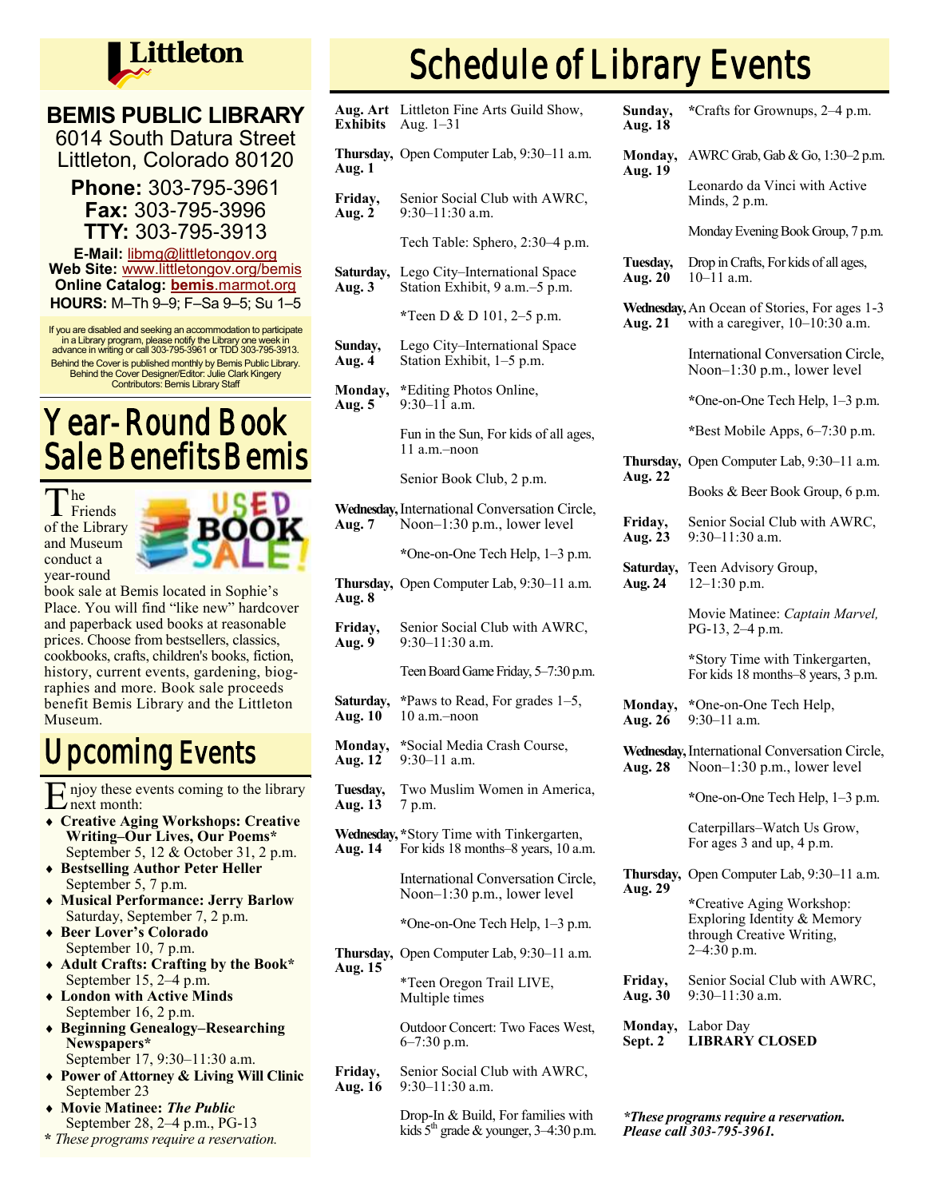# Littleton

## BEMIS PUBLIC LIBRARY

6014 South Datura Street
Littleton, Colorado 80120

**Phone:** 303-795-3961
**Fax:** 303-795-3996
**TTY:** 303-795-3913

**E-Mail:** libmg@littletongov.org
**Web Site:** www.littletongov.org/bemis
**Online Catalog:** **bemis**.marmot.org
**HOURS:** M–Th 9–9; F–Sa 9–5; Su 1–5

If you are disabled and seeking an accommodation to participate in a Library program, please notify the Library one week in advance in writing or call 303-795-3961 or TDD 303-795-3913.
Behind the Cover is published monthly by Bemis Public Library.
Behind the Cover Designer/Editor: Julie Clark Kingery
Contributors: Bemis Library Staff

## Year-Round Book Sale Benefits Bemis

The Friends of the Library and Museum conduct a year-round book sale at Bemis located in Sophie's Place. You will find "like new" hardcover and paperback used books at reasonable prices. Choose from bestsellers, classics, cookbooks, crafts, children's books, fiction, history, current events, gardening, biographies and more. Book sale proceeds benefit Bemis Library and the Littleton Museum.

## Upcoming Events

Enjoy these events coming to the library next month:

- **Creative Aging Workshops: Creative Writing–Our Lives, Our Poems***
  September 5, 12 & October 31, 2 p.m.
- **Bestselling Author Peter Heller**
  September 5, 7 p.m.
- **Musical Performance: Jerry Barlow**
  Saturday, September 7, 2 p.m.
- **Beer Lover's Colorado**
  September 10, 7 p.m.
- **Adult Crafts: Crafting by the Book***
  September 15, 2–4 p.m.
- **London with Active Minds**
  September 16, 2 p.m.
- **Beginning Genealogy–Researching Newspapers***
  September 17, 9:30–11:30 a.m.
- **Power of Attorney & Living Will Clinic**
  September 23
- **Movie Matinee: *The Public***
  September 28, 2–4 p.m., PG-13

*\* These programs require a reservation.*

# Schedule of Library Events

| | |
|---|---|
| **Aug. Art Exhibits** | Littleton Fine Arts Guild Show, Aug. 1–31 |
| **Thursday, Aug. 1** | Open Computer Lab, 9:30–11 a.m. |
| **Friday, Aug. 2** | Senior Social Club with AWRC, 9:30–11:30 a.m. |
| | Tech Table: Sphero, 2:30–4 p.m. |
| **Saturday, Aug. 3** | Lego City–International Space Station Exhibit, 9 a.m.–5 p.m. |
| | *Teen D & D 101, 2–5 p.m. |
| **Sunday, Aug. 4** | Lego City–International Space Station Exhibit, 1–5 p.m. |
| **Monday, Aug. 5** | *Editing Photos Online, 9:30–11 a.m. |
| | Fun in the Sun, For kids of all ages, 11 a.m.–noon |
| | Senior Book Club, 2 p.m. |
| **Wednesday, Aug. 7** | International Conversation Circle, Noon–1:30 p.m., lower level |
| | *One-on-One Tech Help, 1–3 p.m. |
| **Thursday, Aug. 8** | Open Computer Lab, 9:30–11 a.m. |
| **Friday, Aug. 9** | Senior Social Club with AWRC, 9:30–11:30 a.m. |
| | Teen Board Game Friday, 5–7:30 p.m. |
| **Saturday, Aug. 10** | *Paws to Read, For grades 1–5, 10 a.m.–noon |
| **Monday, Aug. 12** | *Social Media Crash Course, 9:30–11 a.m. |
| **Tuesday, Aug. 13** | Two Muslim Women in America, 7 p.m. |
| **Wednesday, Aug. 14** | *Story Time with Tinkergarten, For kids 18 months–8 years, 10 a.m. |
| | International Conversation Circle, Noon–1:30 p.m., lower level |
| | *One-on-One Tech Help, 1–3 p.m. |
| **Thursday, Aug. 15** | Open Computer Lab, 9:30–11 a.m. |
| | *Teen Oregon Trail LIVE, Multiple times |
| | Outdoor Concert: Two Faces West, 6–7:30 p.m. |
| **Friday, Aug. 16** | Senior Social Club with AWRC, 9:30–11:30 a.m. |
| | Drop-In & Build, For families with kids 5th grade & younger, 3–4:30 p.m. |
| **Sunday, Aug. 18** | *Crafts for Grownups, 2–4 p.m. |
| **Monday, Aug. 19** | AWRC Grab, Gab & Go, 1:30–2 p.m. |
| | Leonardo da Vinci with Active Minds, 2 p.m. |
| | Monday Evening Book Group, 7 p.m. |
| **Tuesday, Aug. 20** | Drop in Crafts, For kids of all ages, 10–11 a.m. |
| **Wednesday, Aug. 21** | An Ocean of Stories, For ages 1-3 with a caregiver, 10–10:30 a.m. |
| | International Conversation Circle, Noon–1:30 p.m., lower level |
| | *One-on-One Tech Help, 1–3 p.m. |
| | *Best Mobile Apps, 6–7:30 p.m. |
| **Thursday, Aug. 22** | Open Computer Lab, 9:30–11 a.m. |
| | Books & Beer Book Group, 6 p.m. |
| **Friday, Aug. 23** | Senior Social Club with AWRC, 9:30–11:30 a.m. |
| **Saturday, Aug 24** | Teen Advisory Group, 12–1:30 p.m. |
| | Movie Matinee: *Captain Marvel,* PG-13, 2–4 p.m. |
| | *Story Time with Tinkergarten, For kids 18 months–8 years, 3 p.m. |
| **Monday, Aug. 26** | *One-on-One Tech Help, 9:30–11 a.m. |
| **Wednesday, Aug. 28** | International Conversation Circle, Noon–1:30 p.m., lower level |
| | *One-on-One Tech Help, 1–3 p.m. |
| | Caterpillars–Watch Us Grow, For ages 3 and up, 4 p.m. |
| **Thursday, Aug. 29** | Open Computer Lab, 9:30–11 a.m. |
| | *Creative Aging Workshop: Exploring Identity & Memory through Creative Writing, 2–4:30 p.m. |
| **Friday, Aug. 30** | Senior Social Club with AWRC, 9:30–11:30 a.m. |
| **Monday, Sept. 2** | Labor Day **LIBRARY CLOSED** |

***These programs require a reservation. Please call 303-795-3961.**